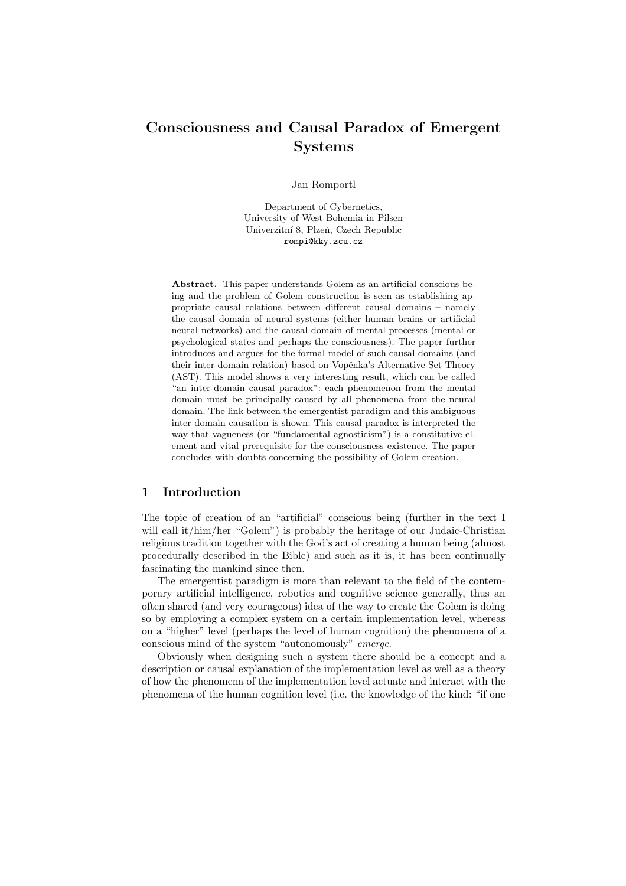# Consciousness and Causal Paradox of Emergent Systems

Jan Romportl

Department of Cybernetics,
University of West Bohemia in Pilsen
Univerzitní 8, Plzeň, Czech Republic
rompi@kky.zcu.cz

**Abstract.** This paper understands Golem as an artificial conscious being and the problem of Golem construction is seen as establishing appropriate causal relations between different causal domains – namely the causal domain of neural systems (either human brains or artificial neural networks) and the causal domain of mental processes (mental or psychological states and perhaps the consciousness). The paper further introduces and argues for the formal model of such causal domains (and their inter-domain relation) based on Vopěnka's Alternative Set Theory (AST). This model shows a very interesting result, which can be called "an inter-domain causal paradox": each phenomenon from the mental domain must be principally caused by all phenomena from the neural domain. The link between the emergentist paradigm and this ambiguous inter-domain causation is shown. This causal paradox is interpreted the way that vagueness (or "fundamental agnosticism") is a constitutive element and vital prerequisite for the consciousness existence. The paper concludes with doubts concerning the possibility of Golem creation.

## 1 Introduction

The topic of creation of an "artificial" conscious being (further in the text I will call it/him/her "Golem") is probably the heritage of our Judaic-Christian religious tradition together with the God's act of creating a human being (almost procedurally described in the Bible) and such as it is, it has been continually fascinating the mankind since then.

The emergentist paradigm is more than relevant to the field of the contemporary artificial intelligence, robotics and cognitive science generally, thus an often shared (and very courageous) idea of the way to create the Golem is doing so by employing a complex system on a certain implementation level, whereas on a "higher" level (perhaps the level of human cognition) the phenomena of a conscious mind of the system "autonomously" *emerge*.

Obviously when designing such a system there should be a concept and a description or causal explanation of the implementation level as well as a theory of how the phenomena of the implementation level actuate and interact with the phenomena of the human cognition level (i.e. the knowledge of the kind: "if one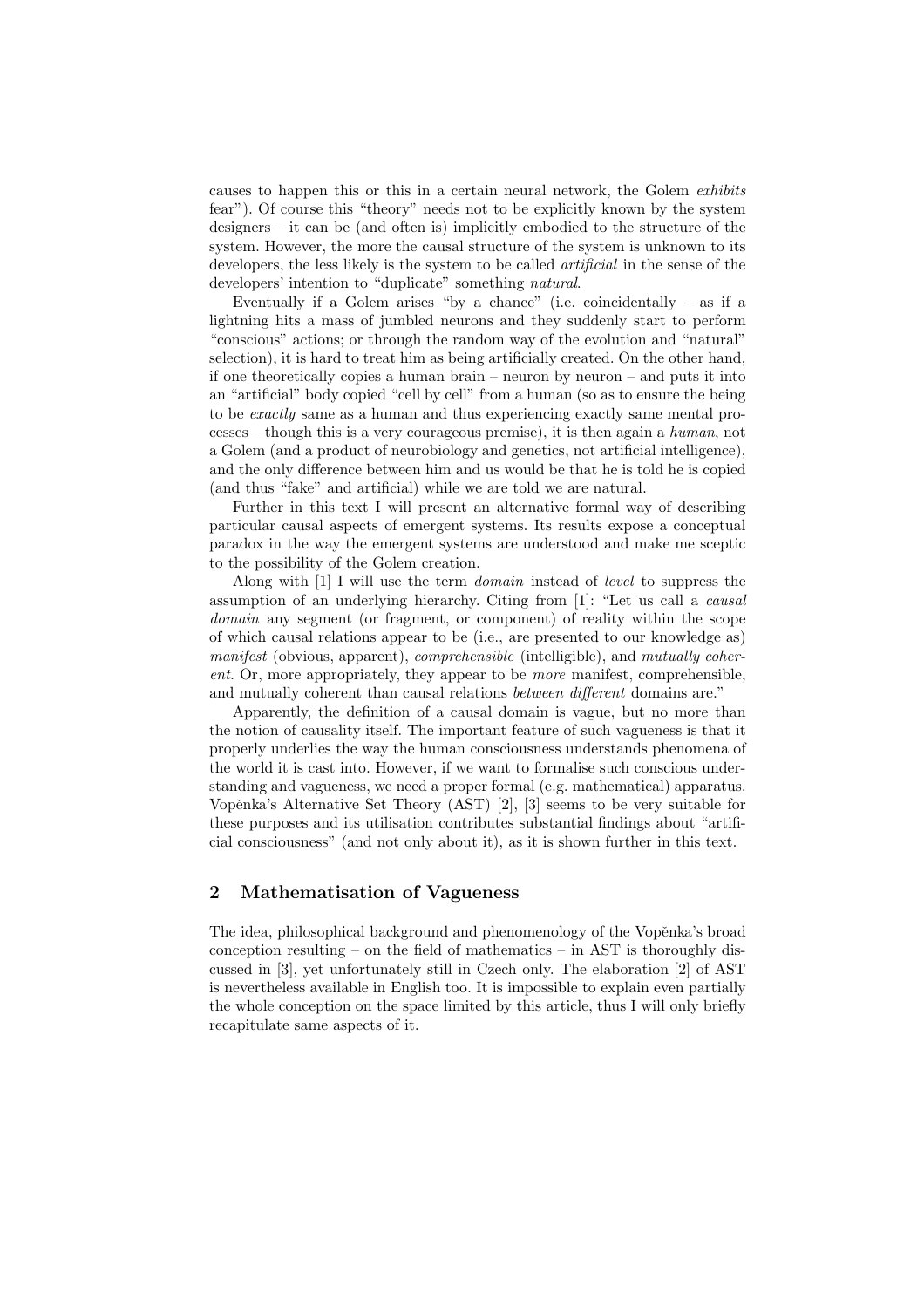causes to happen this or this in a certain neural network, the Golem *exhibits* fear"). Of course this "theory" needs not to be explicitly known by the system designers – it can be (and often is) implicitly embodied to the structure of the system. However, the more the causal structure of the system is unknown to its developers, the less likely is the system to be called *artificial* in the sense of the developers' intention to "duplicate" something *natural*.

Eventually if a Golem arises "by a chance" (i.e. coincidentally – as if a lightning hits a mass of jumbled neurons and they suddenly start to perform "conscious" actions; or through the random way of the evolution and "natural" selection), it is hard to treat him as being artificially created. On the other hand, if one theoretically copies a human brain – neuron by neuron – and puts it into an "artificial" body copied "cell by cell" from a human (so as to ensure the being to be *exactly* same as a human and thus experiencing exactly same mental processes – though this is a very courageous premise), it is then again a *human*, not a Golem (and a product of neurobiology and genetics, not artificial intelligence), and the only difference between him and us would be that he is told he is copied (and thus "fake" and artificial) while we are told we are natural.

Further in this text I will present an alternative formal way of describing particular causal aspects of emergent systems. Its results expose a conceptual paradox in the way the emergent systems are understood and make me sceptic to the possibility of the Golem creation.

Along with [1] I will use the term *domain* instead of *level* to suppress the assumption of an underlying hierarchy. Citing from [1]: "Let us call a *causal domain* any segment (or fragment, or component) of reality within the scope of which causal relations appear to be (i.e., are presented to our knowledge as) *manifest* (obvious, apparent), *comprehensible* (intelligible), and *mutually coherent*. Or, more appropriately, they appear to be *more* manifest, comprehensible, and mutually coherent than causal relations *between different* domains are."

Apparently, the definition of a causal domain is vague, but no more than the notion of causality itself. The important feature of such vagueness is that it properly underlies the way the human consciousness understands phenomena of the world it is cast into. However, if we want to formalise such conscious understanding and vagueness, we need a proper formal (e.g. mathematical) apparatus. Vopěnka's Alternative Set Theory (AST) [2], [3] seems to be very suitable for these purposes and its utilisation contributes substantial findings about "artificial consciousness" (and not only about it), as it is shown further in this text.

## 2 Mathematisation of Vagueness

The idea, philosophical background and phenomenology of the Vopěnka's broad conception resulting – on the field of mathematics – in AST is thoroughly discussed in [3], yet unfortunately still in Czech only. The elaboration [2] of AST is nevertheless available in English too. It is impossible to explain even partially the whole conception on the space limited by this article, thus I will only briefly recapitulate same aspects of it.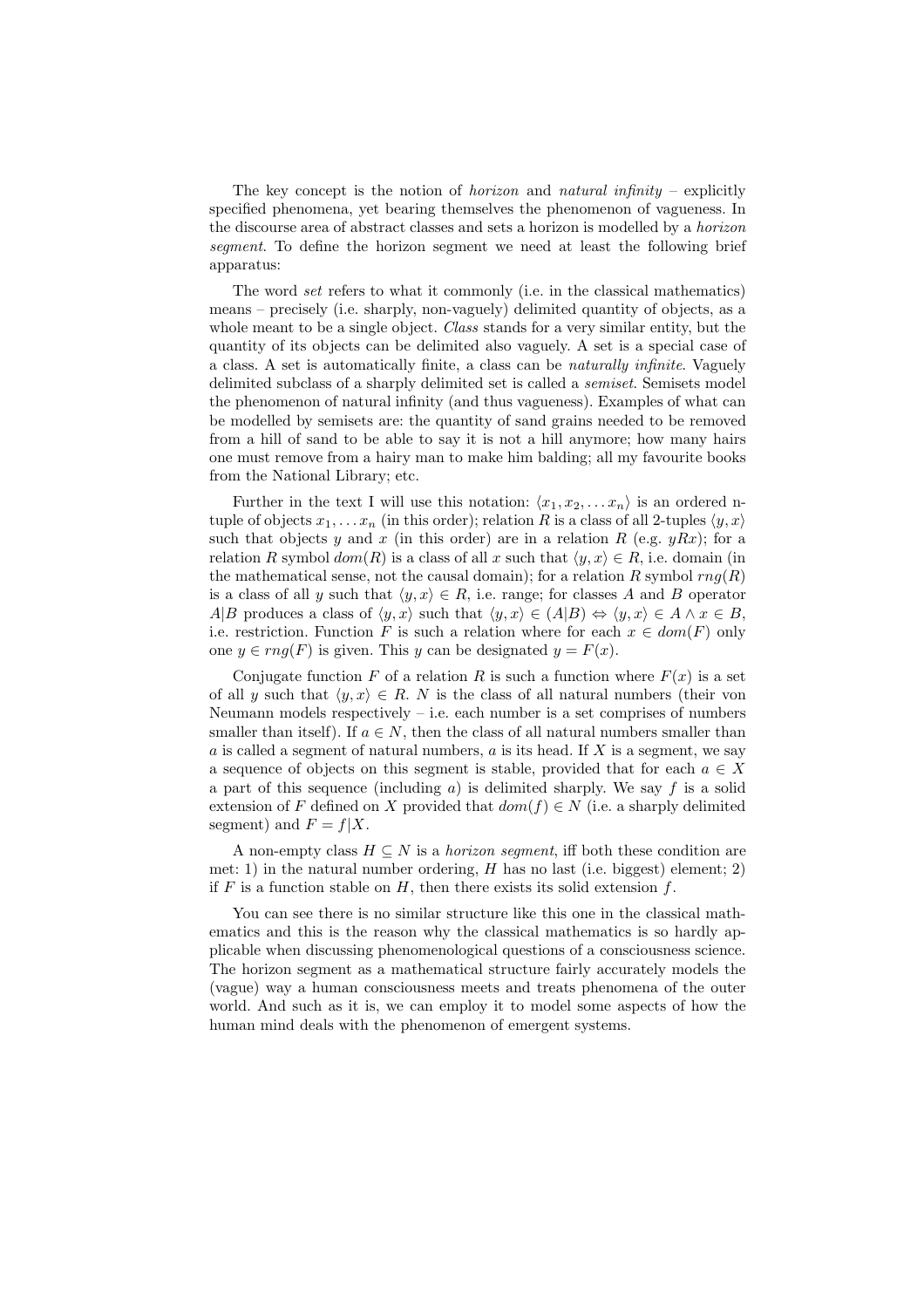The key concept is the notion of *horizon* and *natural infinity* – explicitly specified phenomena, yet bearing themselves the phenomenon of vagueness. In the discourse area of abstract classes and sets a horizon is modelled by a *horizon segment*. To define the horizon segment we need at least the following brief apparatus:

The word *set* refers to what it commonly (i.e. in the classical mathematics) means – precisely (i.e. sharply, non-vaguely) delimited quantity of objects, as a whole meant to be a single object. *Class* stands for a very similar entity, but the quantity of its objects can be delimited also vaguely. A set is a special case of a class. A set is automatically finite, a class can be *naturally infinite*. Vaguely delimited subclass of a sharply delimited set is called a *semiset*. Semisets model the phenomenon of natural infinity (and thus vagueness). Examples of what can be modelled by semisets are: the quantity of sand grains needed to be removed from a hill of sand to be able to say it is not a hill anymore; how many hairs one must remove from a hairy man to make him balding; all my favourite books from the National Library; etc.

Further in the text I will use this notation: $\langle x_1, x_2, \ldots x_n \rangle$ is an ordered n-tuple of objects $x_1, \ldots x_n$ (in this order); relation $R$ is a class of all 2-tuples $\langle y, x \rangle$ such that objects $y$ and $x$ (in this order) are in a relation $R$ (e.g. $yRx$); for a relation $R$ symbol $dom(R)$ is a class of all $x$ such that $\langle y, x \rangle \in R$, i.e. domain (in the mathematical sense, not the causal domain); for a relation $R$ symbol $rng(R)$ is a class of all $y$ such that $\langle y, x \rangle \in R$, i.e. range; for classes $A$ and $B$ operator $A|B$ produces a class of $\langle y, x \rangle$ such that $\langle y, x \rangle \in (A|B) \Leftrightarrow \langle y, x \rangle \in A \wedge x \in B$, i.e. restriction. Function $F$ is such a relation where for each $x \in dom(F)$ only one $y \in rng(F)$ is given. This $y$ can be designated $y = F(x)$.

Conjugate function $F$ of a relation $R$ is such a function where $F(x)$ is a set of all $y$ such that $\langle y, x \rangle \in R$. $N$ is the class of all natural numbers (their von Neumann models respectively – i.e. each number is a set comprises of numbers smaller than itself). If $a \in N$, then the class of all natural numbers smaller than $a$ is called a segment of natural numbers, $a$ is its head. If $X$ is a segment, we say a sequence of objects on this segment is stable, provided that for each $a \in X$ a part of this sequence (including $a$) is delimited sharply. We say $f$ is a solid extension of $F$ defined on $X$ provided that $dom(f) \in N$ (i.e. a sharply delimited segment) and $F = f|X$.

A non-empty class $H \subseteq N$ is a *horizon segment*, iff both these condition are met: 1) in the natural number ordering, $H$ has no last (i.e. biggest) element; 2) if $F$ is a function stable on $H$, then there exists its solid extension $f$.

You can see there is no similar structure like this one in the classical mathematics and this is the reason why the classical mathematics is so hardly applicable when discussing phenomenological questions of a consciousness science. The horizon segment as a mathematical structure fairly accurately models the (vague) way a human consciousness meets and treats phenomena of the outer world. And such as it is, we can employ it to model some aspects of how the human mind deals with the phenomenon of emergent systems.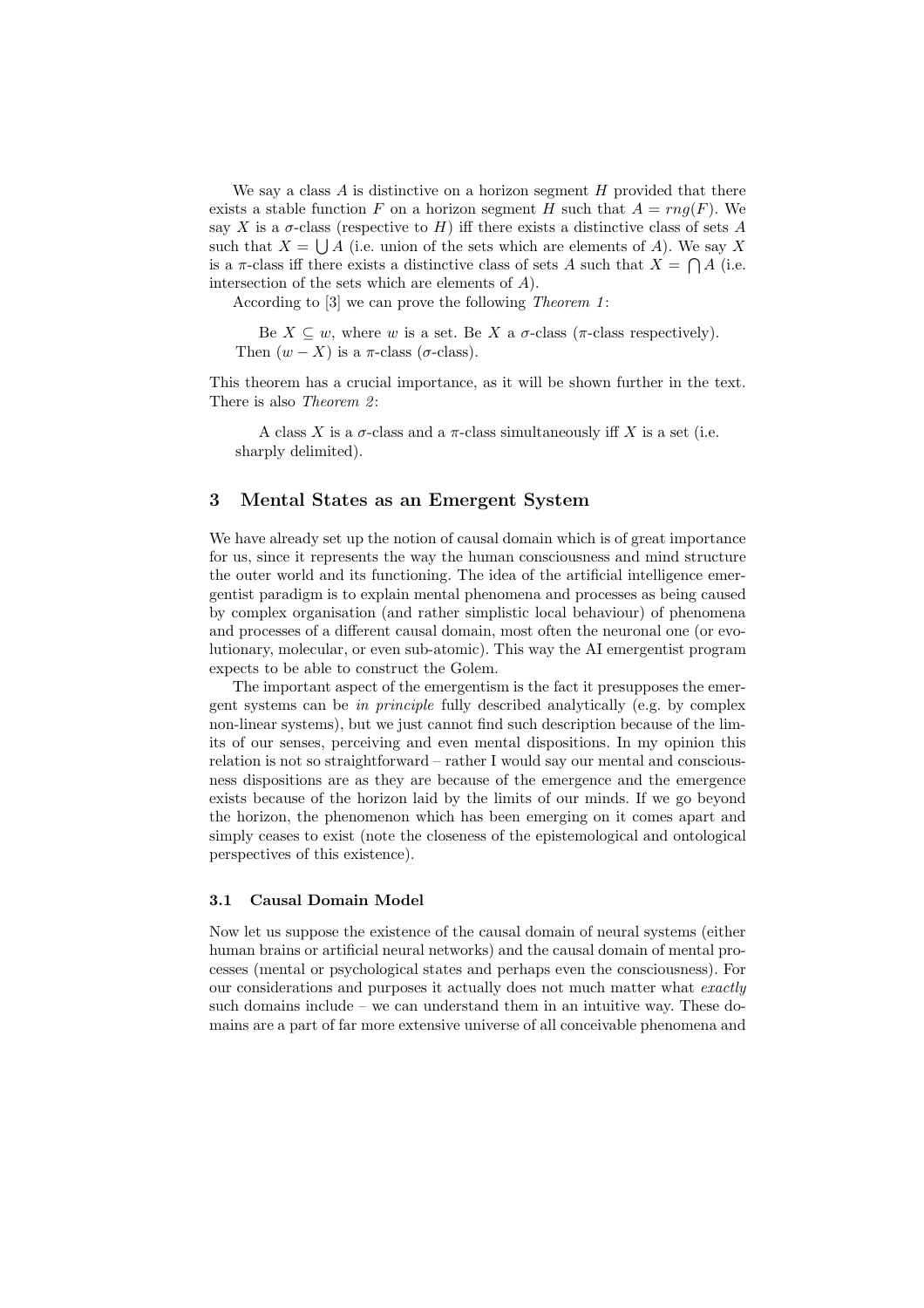We say a class $A$ is distinctive on a horizon segment $H$ provided that there exists a stable function $F$ on a horizon segment $H$ such that $A = rng(F)$. We say $X$ is a $\sigma$-class (respective to $H$) iff there exists a distinctive class of sets $A$ such that $X = \bigcup A$ (i.e. union of the sets which are elements of $A$). We say $X$ is a $\pi$-class iff there exists a distinctive class of sets $A$ such that $X = \bigcap A$ (i.e. intersection of the sets which are elements of $A$).

According to [3] we can prove the following *Theorem 1*:

> Be $X \subseteq w$, where $w$ is a set. Be $X$ a $\sigma$-class ($\pi$-class respectively). Then $(w - X)$ is a $\pi$-class ($\sigma$-class).

This theorem has a crucial importance, as it will be shown further in the text. There is also *Theorem 2*:

> A class $X$ is a $\sigma$-class and a $\pi$-class simultaneously iff $X$ is a set (i.e. sharply delimited).

## 3 Mental States as an Emergent System

We have already set up the notion of causal domain which is of great importance for us, since it represents the way the human consciousness and mind structure the outer world and its functioning. The idea of the artificial intelligence emergentist paradigm is to explain mental phenomena and processes as being caused by complex organisation (and rather simplistic local behaviour) of phenomena and processes of a different causal domain, most often the neuronal one (or evolutionary, molecular, or even sub-atomic). This way the AI emergentist program expects to be able to construct the Golem.

The important aspect of the emergentism is the fact it presupposes the emergent systems can be *in principle* fully described analytically (e.g. by complex non-linear systems), but we just cannot find such description because of the limits of our senses, perceiving and even mental dispositions. In my opinion this relation is not so straightforward – rather I would say our mental and consciousness dispositions are as they are because of the emergence and the emergence exists because of the horizon laid by the limits of our minds. If we go beyond the horizon, the phenomenon which has been emerging on it comes apart and simply ceases to exist (note the closeness of the epistemological and ontological perspectives of this existence).

### 3.1 Causal Domain Model

Now let us suppose the existence of the causal domain of neural systems (either human brains or artificial neural networks) and the causal domain of mental processes (mental or psychological states and perhaps even the consciousness). For our considerations and purposes it actually does not much matter what *exactly* such domains include – we can understand them in an intuitive way. These domains are a part of far more extensive universe of all conceivable phenomena and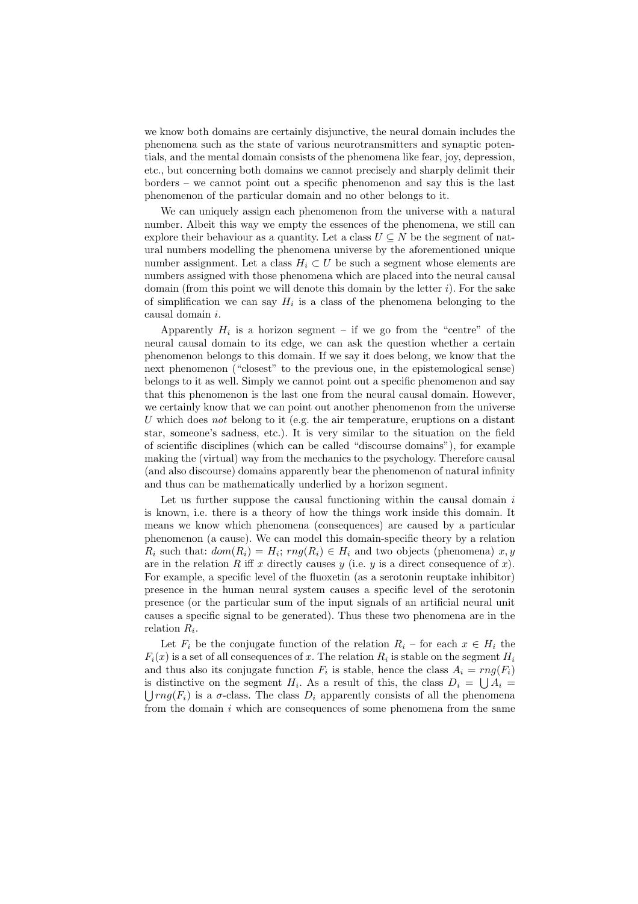we know both domains are certainly disjunctive, the neural domain includes the phenomena such as the state of various neurotransmitters and synaptic potentials, and the mental domain consists of the phenomena like fear, joy, depression, etc., but concerning both domains we cannot precisely and sharply delimit their borders – we cannot point out a specific phenomenon and say this is the last phenomenon of the particular domain and no other belongs to it.

We can uniquely assign each phenomenon from the universe with a natural number. Albeit this way we empty the essences of the phenomena, we still can explore their behaviour as a quantity. Let a class $U \subseteq N$ be the segment of natural numbers modelling the phenomena universe by the aforementioned unique number assignment. Let a class $H_i \subset U$ be such a segment whose elements are numbers assigned with those phenomena which are placed into the neural causal domain (from this point we will denote this domain by the letter $i$). For the sake of simplification we can say $H_i$ is a class of the phenomena belonging to the causal domain $i$.

Apparently $H_i$ is a horizon segment – if we go from the "centre" of the neural causal domain to its edge, we can ask the question whether a certain phenomenon belongs to this domain. If we say it does belong, we know that the next phenomenon ("closest" to the previous one, in the epistemological sense) belongs to it as well. Simply we cannot point out a specific phenomenon and say that this phenomenon is the last one from the neural causal domain. However, we certainly know that we can point out another phenomenon from the universe $U$ which does *not* belong to it (e.g. the air temperature, eruptions on a distant star, someone's sadness, etc.). It is very similar to the situation on the field of scientific disciplines (which can be called "discourse domains"), for example making the (virtual) way from the mechanics to the psychology. Therefore causal (and also discourse) domains apparently bear the phenomenon of natural infinity and thus can be mathematically underlied by a horizon segment.

Let us further suppose the causal functioning within the causal domain $i$ is known, i.e. there is a theory of how the things work inside this domain. It means we know which phenomena (consequences) are caused by a particular phenomenon (a cause). We can model this domain-specific theory by a relation $R_i$ such that: $dom(R_i) = H_i$; $rng(R_i) \in H_i$ and two objects (phenomena) $x, y$ are in the relation $R$ iff $x$ directly causes $y$ (i.e. $y$ is a direct consequence of $x$). For example, a specific level of the fluoxetin (as a serotonin reuptake inhibitor) presence in the human neural system causes a specific level of the serotonin presence (or the particular sum of the input signals of an artificial neural unit causes a specific signal to be generated). Thus these two phenomena are in the relation $R_i$.

Let $F_i$ be the conjugate function of the relation $R_i$ – for each $x \in H_i$ the $F_i(x)$ is a set of all consequences of $x$. The relation $R_i$ is stable on the segment $H_i$ and thus also its conjugate function $F_i$ is stable, hence the class $A_i = rng(F_i)$ is distinctive on the segment $H_i$. As a result of this, the class $D_i = \bigcup A_i = \bigcup rng(F_i)$ is a $\sigma$-class. The class $D_i$ apparently consists of all the phenomena from the domain $i$ which are consequences of some phenomena from the same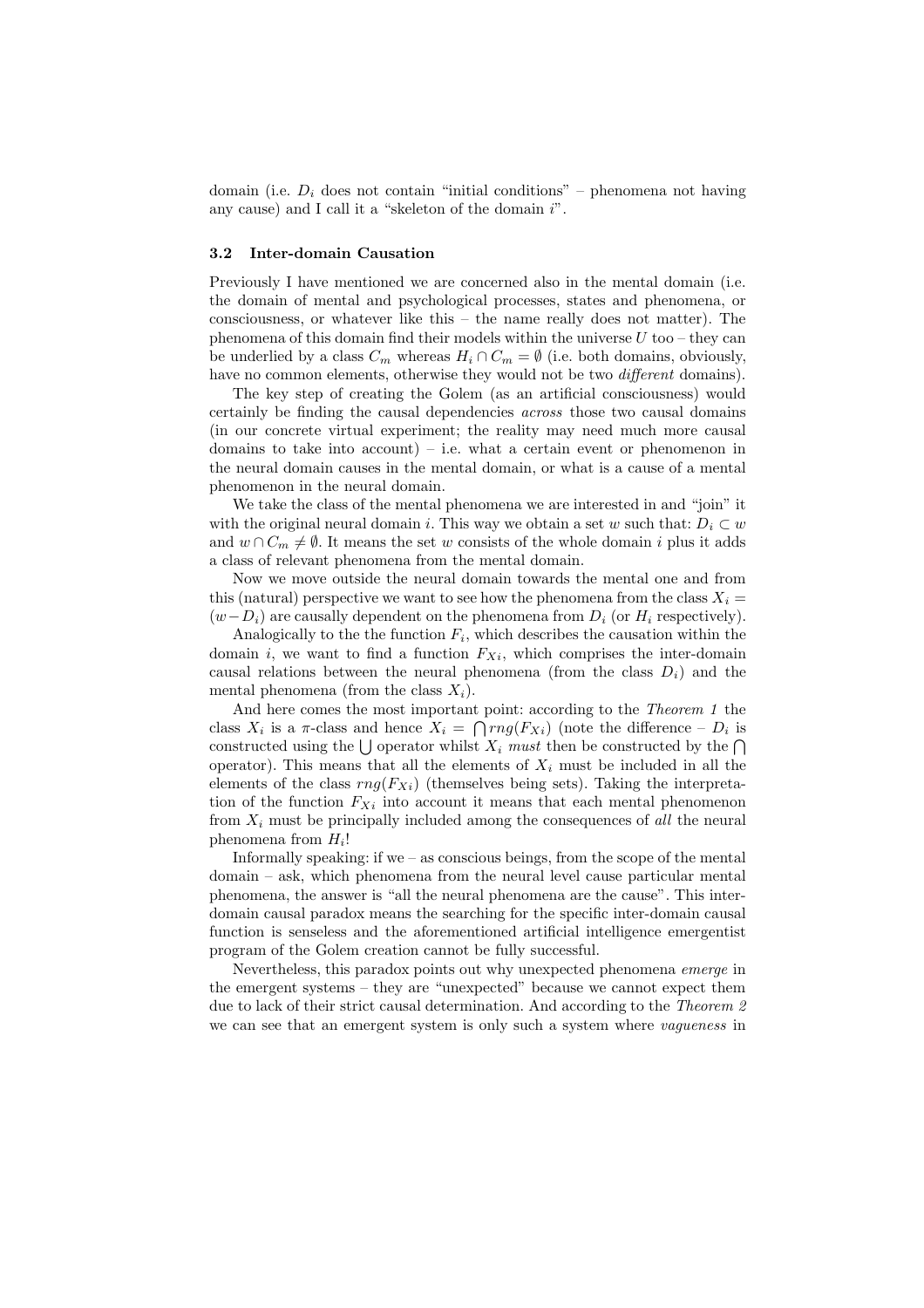domain (i.e. $D_i$ does not contain "initial conditions" – phenomena not having any cause) and I call it a "skeleton of the domain $i$".

### 3.2 Inter-domain Causation

Previously I have mentioned we are concerned also in the mental domain (i.e. the domain of mental and psychological processes, states and phenomena, or consciousness, or whatever like this – the name really does not matter). The phenomena of this domain find their models within the universe $U$ too – they can be underlied by a class $C_m$ whereas $H_i \cap C_m = \emptyset$ (i.e. both domains, obviously, have no common elements, otherwise they would not be two *different* domains).

The key step of creating the Golem (as an artificial consciousness) would certainly be finding the causal dependencies *across* those two causal domains (in our concrete virtual experiment; the reality may need much more causal domains to take into account) – i.e. what a certain event or phenomenon in the neural domain causes in the mental domain, or what is a cause of a mental phenomenon in the neural domain.

We take the class of the mental phenomena we are interested in and "join" it with the original neural domain $i$. This way we obtain a set $w$ such that: $D_i \subset w$ and $w \cap C_m \neq \emptyset$. It means the set $w$ consists of the whole domain $i$ plus it adds a class of relevant phenomena from the mental domain.

Now we move outside the neural domain towards the mental one and from this (natural) perspective we want to see how the phenomena from the class $X_i = (w - D_i)$ are causally dependent on the phenomena from $D_i$ (or $H_i$ respectively).

Analogically to the the function $F_i$, which describes the causation within the domain $i$, we want to find a function $F_{Xi}$, which comprises the inter-domain causal relations between the neural phenomena (from the class $D_i$) and the mental phenomena (from the class $X_i$).

And here comes the most important point: according to the *Theorem 1* the class $X_i$ is a $\pi$-class and hence $X_i = \bigcap rng(F_{Xi})$ (note the difference – $D_i$ is constructed using the $\bigcup$ operator whilst $X_i$ *must* then be constructed by the $\bigcap$ operator). This means that all the elements of $X_i$ must be included in all the elements of the class $rng(F_{Xi})$ (themselves being sets). Taking the interpretation of the function $F_{Xi}$ into account it means that each mental phenomenon from $X_i$ must be principally included among the consequences of *all* the neural phenomena from $H_i$!

Informally speaking: if we – as conscious beings, from the scope of the mental domain – ask, which phenomena from the neural level cause particular mental phenomena, the answer is "all the neural phenomena are the cause". This inter-domain causal paradox means the searching for the specific inter-domain causal function is senseless and the aforementioned artificial intelligence emergentist program of the Golem creation cannot be fully successful.

Nevertheless, this paradox points out why unexpected phenomena *emerge* in the emergent systems – they are "unexpected" because we cannot expect them due to lack of their strict causal determination. And according to the *Theorem 2* we can see that an emergent system is only such a system where *vagueness* in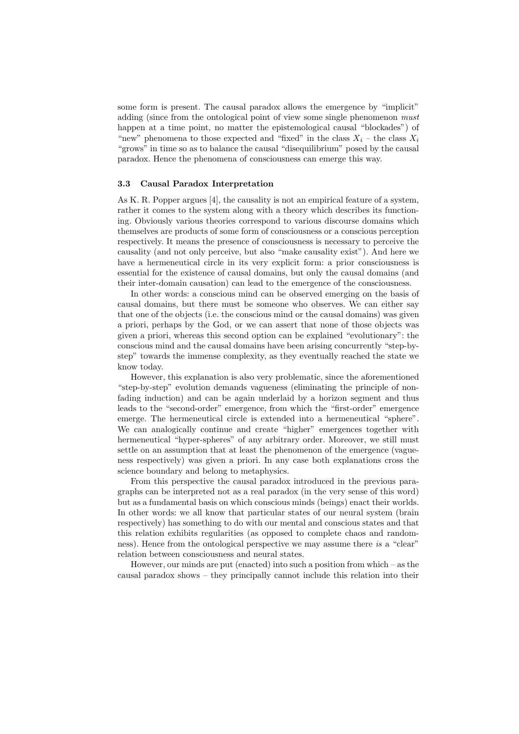some form is present. The causal paradox allows the emergence by "implicit" adding (since from the ontological point of view some single phenomenon *must* happen at a time point, no matter the epistemological causal "blockades") of "new" phenomena to those expected and "fixed" in the class $X_i$ – the class $X_i$ "grows" in time so as to balance the causal "disequilibrium" posed by the causal paradox. Hence the phenomena of consciousness can emerge this way.

### 3.3 Causal Paradox Interpretation

As K. R. Popper argues [4], the causality is not an empirical feature of a system, rather it comes to the system along with a theory which describes its functioning. Obviously various theories correspond to various discourse domains which themselves are products of some form of consciousness or a conscious perception respectively. It means the presence of consciousness is necessary to perceive the causality (and not only perceive, but also "make causality exist"). And here we have a hermeneutical circle in its very explicit form: a prior consciousness is essential for the existence of causal domains, but only the causal domains (and their inter-domain causation) can lead to the emergence of the consciousness.

In other words: a conscious mind can be observed emerging on the basis of causal domains, but there must be someone who observes. We can either say that one of the objects (i.e. the conscious mind or the causal domains) was given a priori, perhaps by the God, or we can assert that none of those objects was given a priori, whereas this second option can be explained "evolutionary": the conscious mind and the causal domains have been arising concurrently "step-by-step" towards the immense complexity, as they eventually reached the state we know today.

However, this explanation is also very problematic, since the aforementioned "step-by-step" evolution demands vagueness (eliminating the principle of non-fading induction) and can be again underlaid by a horizon segment and thus leads to the "second-order" emergence, from which the "first-order" emergence emerge. The hermeneutical circle is extended into a hermeneutical "sphere". We can analogically continue and create "higher" emergences together with hermeneutical "hyper-spheres" of any arbitrary order. Moreover, we still must settle on an assumption that at least the phenomenon of the emergence (vagueness respectively) was given a priori. In any case both explanations cross the science boundary and belong to metaphysics.

From this perspective the causal paradox introduced in the previous paragraphs can be interpreted not as a real paradox (in the very sense of this word) but as a fundamental basis on which conscious minds (beings) enact their worlds. In other words: we all know that particular states of our neural system (brain respectively) has something to do with our mental and conscious states and that this relation exhibits regularities (as opposed to complete chaos and randomness). Hence from the ontological perspective we may assume there *is* a "clear" relation between consciousness and neural states.

However, our minds are put (enacted) into such a position from which – as the causal paradox shows – they principally cannot include this relation into their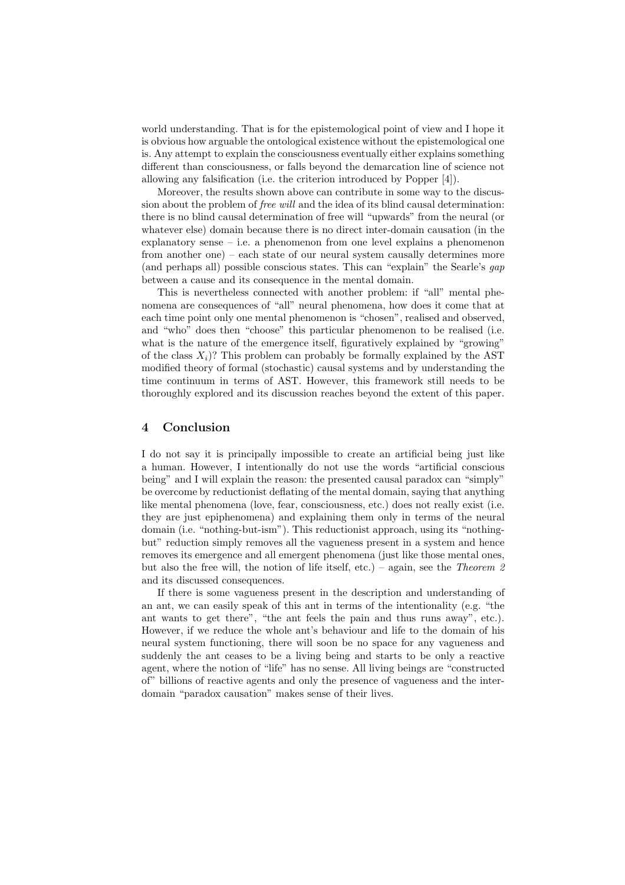world understanding. That is for the epistemological point of view and I hope it is obvious how arguable the ontological existence without the epistemological one is. Any attempt to explain the consciousness eventually either explains something different than consciousness, or falls beyond the demarcation line of science not allowing any falsification (i.e. the criterion introduced by Popper [4]).

Moreover, the results shown above can contribute in some way to the discussion about the problem of *free will* and the idea of its blind causal determination: there is no blind causal determination of free will "upwards" from the neural (or whatever else) domain because there is no direct inter-domain causation (in the explanatory sense – i.e. a phenomenon from one level explains a phenomenon from another one) – each state of our neural system causally determines more (and perhaps all) possible conscious states. This can "explain" the Searle's *gap* between a cause and its consequence in the mental domain.

This is nevertheless connected with another problem: if "all" mental phenomena are consequences of "all" neural phenomena, how does it come that at each time point only one mental phenomenon is "chosen", realised and observed, and "who" does then "choose" this particular phenomenon to be realised (i.e. what is the nature of the emergence itself, figuratively explained by "growing" of the class $X_i$)? This problem can probably be formally explained by the AST modified theory of formal (stochastic) causal systems and by understanding the time continuum in terms of AST. However, this framework still needs to be thoroughly explored and its discussion reaches beyond the extent of this paper.

## 4 Conclusion

I do not say it is principally impossible to create an artificial being just like a human. However, I intentionally do not use the words "artificial conscious being" and I will explain the reason: the presented causal paradox can "simply" be overcome by reductionist deflating of the mental domain, saying that anything like mental phenomena (love, fear, consciousness, etc.) does not really exist (i.e. they are just epiphenomena) and explaining them only in terms of the neural domain (i.e. "nothing-but-ism"). This reductionist approach, using its "nothing-but" reduction simply removes all the vagueness present in a system and hence removes its emergence and all emergent phenomena (just like those mental ones, but also the free will, the notion of life itself, etc.) – again, see the *Theorem 2* and its discussed consequences.

If there is some vagueness present in the description and understanding of an ant, we can easily speak of this ant in terms of the intentionality (e.g. "the ant wants to get there", "the ant feels the pain and thus runs away", etc.). However, if we reduce the whole ant's behaviour and life to the domain of his neural system functioning, there will soon be no space for any vagueness and suddenly the ant ceases to be a living being and starts to be only a reactive agent, where the notion of "life" has no sense. All living beings are "constructed of" billions of reactive agents and only the presence of vagueness and the inter-domain "paradox causation" makes sense of their lives.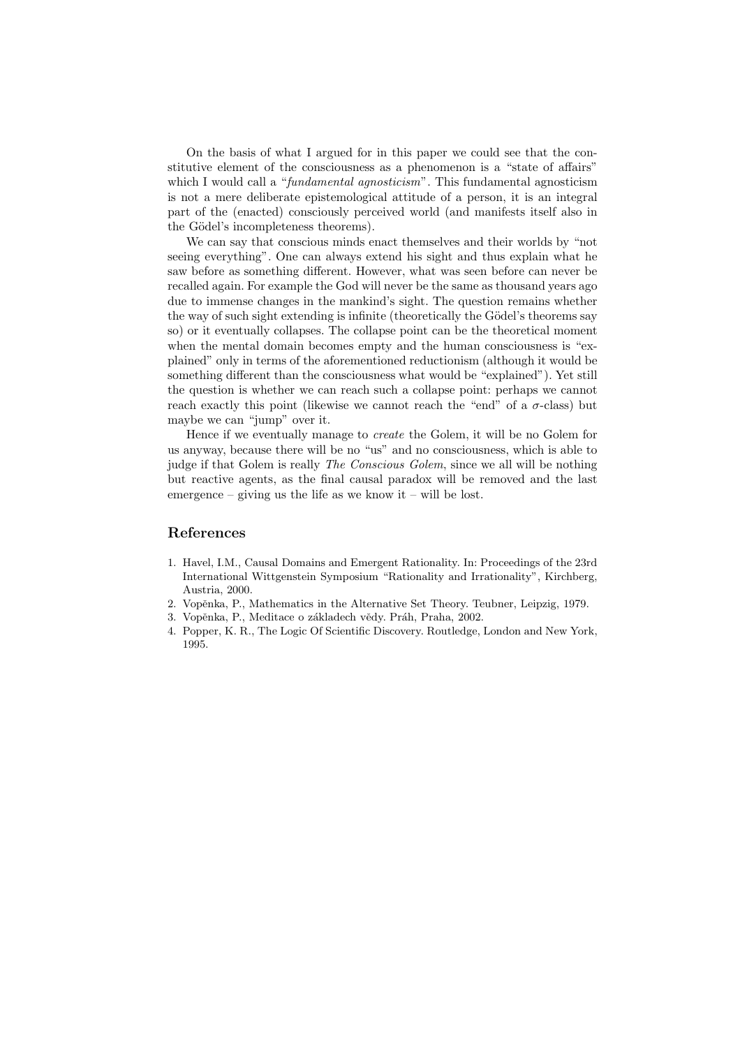On the basis of what I argued for in this paper we could see that the constitutive element of the consciousness as a phenomenon is a "state of affairs" which I would call a "*fundamental agnosticism*". This fundamental agnosticism is not a mere deliberate epistemological attitude of a person, it is an integral part of the (enacted) consciously perceived world (and manifests itself also in the Gödel's incompleteness theorems).

We can say that conscious minds enact themselves and their worlds by "not seeing everything". One can always extend his sight and thus explain what he saw before as something different. However, what was seen before can never be recalled again. For example the God will never be the same as thousand years ago due to immense changes in the mankind's sight. The question remains whether the way of such sight extending is infinite (theoretically the Gödel's theorems say so) or it eventually collapses. The collapse point can be the theoretical moment when the mental domain becomes empty and the human consciousness is "explained" only in terms of the aforementioned reductionism (although it would be something different than the consciousness what would be "explained"). Yet still the question is whether we can reach such a collapse point: perhaps we cannot reach exactly this point (likewise we cannot reach the "end" of a $\sigma$-class) but maybe we can "jump" over it.

Hence if we eventually manage to *create* the Golem, it will be no Golem for us anyway, because there will be no "us" and no consciousness, which is able to judge if that Golem is really *The Conscious Golem*, since we all will be nothing but reactive agents, as the final causal paradox will be removed and the last emergence – giving us the life as we know it – will be lost.

## References

1. Havel, I.M., Causal Domains and Emergent Rationality. In: Proceedings of the 23rd International Wittgenstein Symposium "Rationality and Irrationality", Kirchberg, Austria, 2000.
2. Vopěnka, P., Mathematics in the Alternative Set Theory. Teubner, Leipzig, 1979.
3. Vopěnka, P., Meditace o základech vědy. Práh, Praha, 2002.
4. Popper, K. R., The Logic Of Scientific Discovery. Routledge, London and New York, 1995.